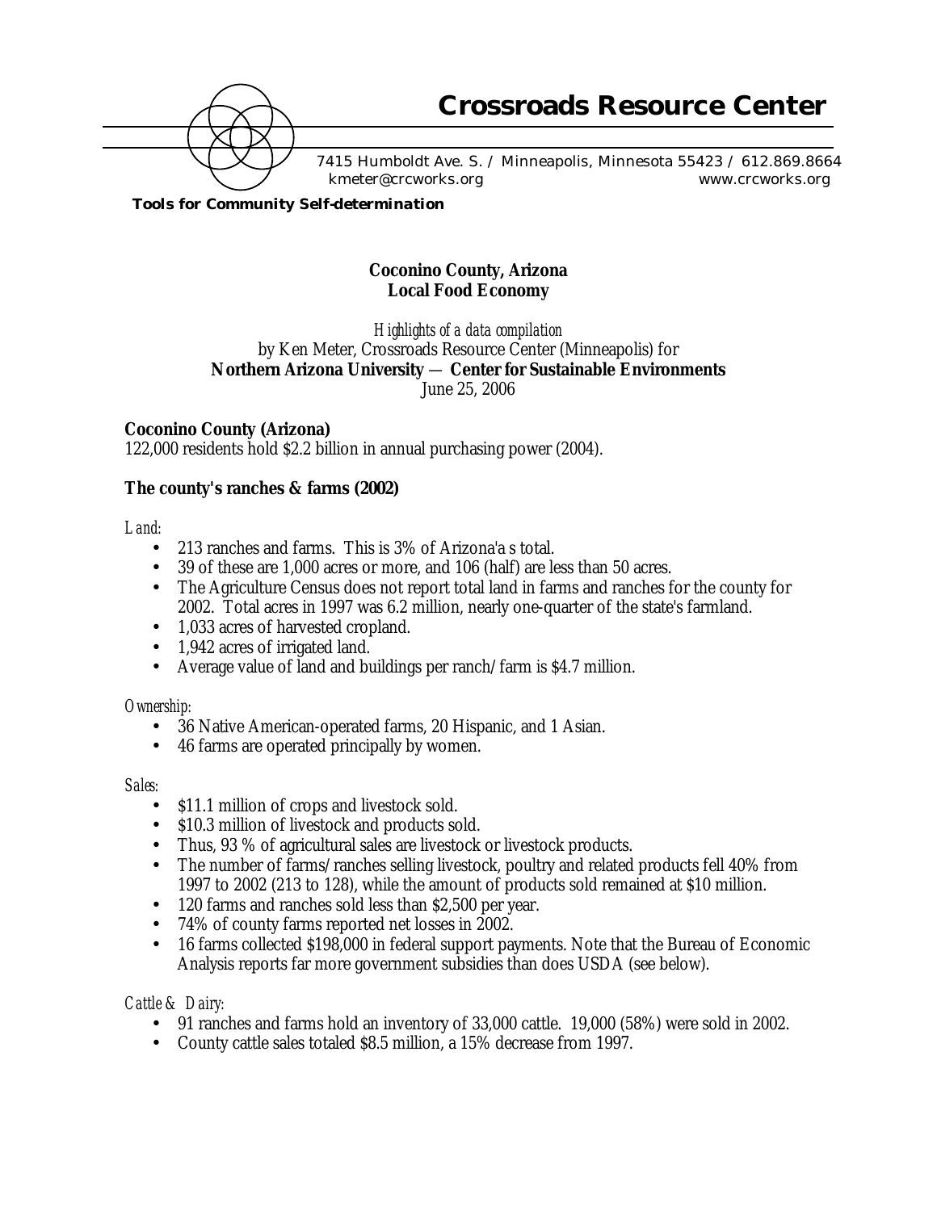# Crossroads Resource Center

7415 Humboldt Ave. S. / Minneapolis, Minnesota 55423 / 612.869.8664
kmeter@crcworks.org www.crcworks.org

**Tools for Community Self-determination**

## Coconino County, Arizona
## Local Food Economy

*Highlights of a data compilation*
by Ken Meter, Crossroads Resource Center (Minneapolis) for
**Northern Arizona University — Center for Sustainable Environments**
June 25, 2006

### Coconino County (Arizona)

122,000 residents hold $2.2 billion in annual purchasing power (2004).

### The county's ranches & farms (2002)

*Land:*

- 213 ranches and farms. This is 3% of Arizona'a s total.
- 39 of these are 1,000 acres or more, and 106 (half) are less than 50 acres.
- The Agriculture Census does not report total land in farms and ranches for the county for 2002. Total acres in 1997 was 6.2 million, nearly one-quarter of the state's farmland.
- 1,033 acres of harvested cropland.
- 1,942 acres of irrigated land.
- Average value of land and buildings per ranch/farm is $4.7 million.

*Ownership:*

- 36 Native American-operated farms, 20 Hispanic, and 1 Asian.
- 46 farms are operated principally by women.

*Sales:*

- $11.1 million of crops and livestock sold.
- $10.3 million of livestock and products sold.
- Thus, 93 % of agricultural sales are livestock or livestock products.
- The number of farms/ranches selling livestock, poultry and related products fell 40% from 1997 to 2002 (213 to 128), while the amount of products sold remained at $10 million.
- 120 farms and ranches sold less than $2,500 per year.
- 74% of county farms reported net losses in 2002.
- 16 farms collected $198,000 in federal support payments. Note that the Bureau of Economic Analysis reports far more government subsidies than does USDA (see below).

*Cattle & Dairy:*

- 91 ranches and farms hold an inventory of 33,000 cattle. 19,000 (58%) were sold in 2002.
- County cattle sales totaled $8.5 million, a 15% decrease from 1997.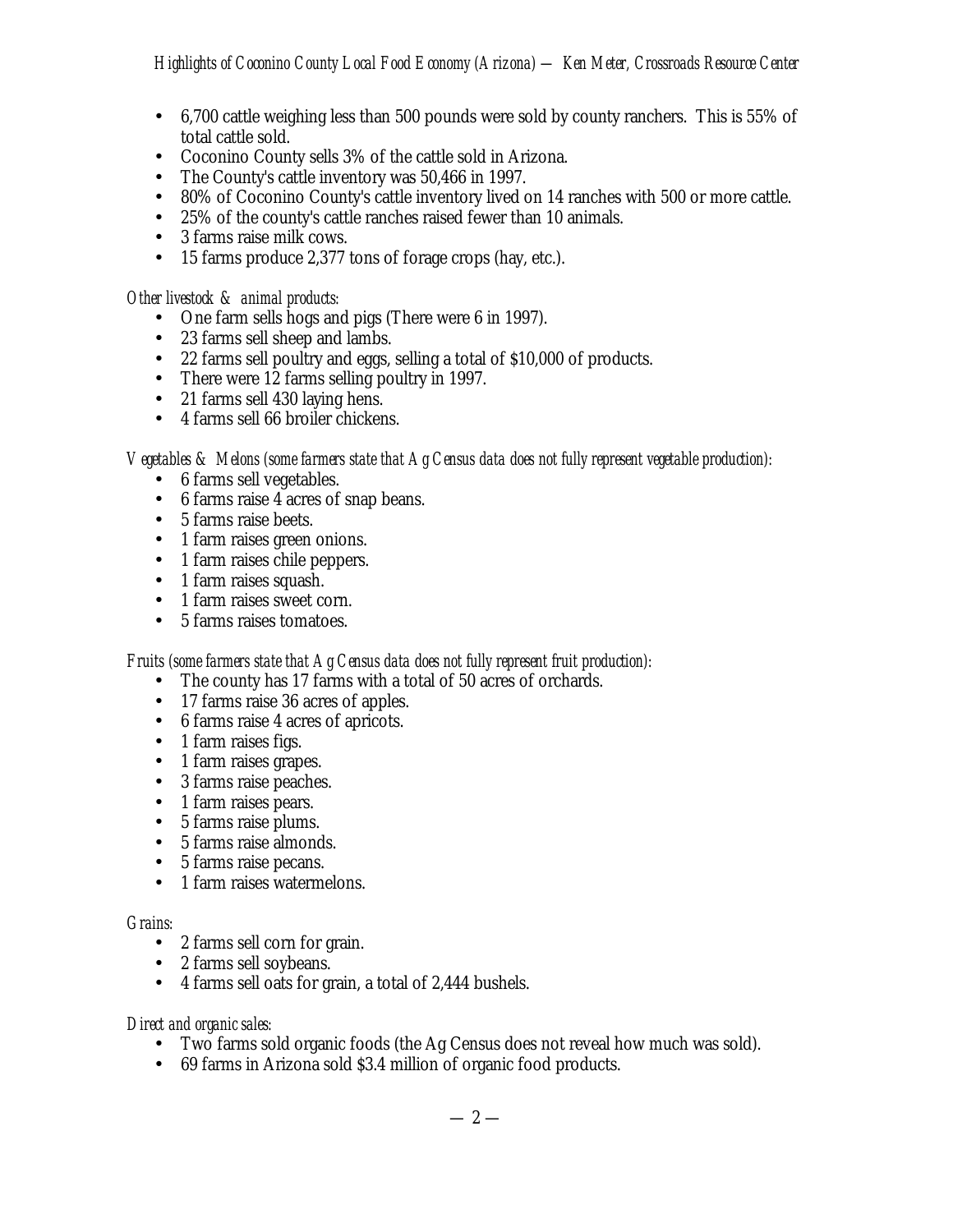- 6,700 cattle weighing less than 500 pounds were sold by county ranchers. This is 55% of total cattle sold.
- Coconino County sells 3% of the cattle sold in Arizona.
- The County's cattle inventory was 50,466 in 1997.
- 80% of Coconino County's cattle inventory lived on 14 ranches with 500 or more cattle.
- 25% of the county's cattle ranches raised fewer than 10 animals.
- 3 farms raise milk cows.
- 15 farms produce 2,377 tons of forage crops (hay, etc.).

*Other livestock & animal products:*

- One farm sells hogs and pigs (There were 6 in 1997).
- 23 farms sell sheep and lambs.
- 22 farms sell poultry and eggs, selling a total of $10,000 of products.
- There were 12 farms selling poultry in 1997.
- 21 farms sell 430 laying hens.
- 4 farms sell 66 broiler chickens.

*Vegetables & Melons (some farmers state that Ag Census data does not fully represent vegetable production):*

- 6 farms sell vegetables.
- 6 farms raise 4 acres of snap beans.
- 5 farms raise beets.
- 1 farm raises green onions.
- 1 farm raises chile peppers.
- 1 farm raises squash.
- 1 farm raises sweet corn.
- 5 farms raises tomatoes.

*Fruits (some farmers state that Ag Census data does not fully represent fruit production):*

- The county has 17 farms with a total of 50 acres of orchards.
- 17 farms raise 36 acres of apples.
- 6 farms raise 4 acres of apricots.
- 1 farm raises figs.
- 1 farm raises grapes.
- 3 farms raise peaches.
- 1 farm raises pears.
- 5 farms raise plums.
- 5 farms raise almonds.
- 5 farms raise pecans.
- 1 farm raises watermelons.

*Grains:*

- 2 farms sell corn for grain.
- 2 farms sell soybeans.
- 4 farms sell oats for grain, a total of 2,444 bushels.

*Direct and organic sales:*

- Two farms sold organic foods (the Ag Census does not reveal how much was sold).
- 69 farms in Arizona sold $3.4 million of organic food products.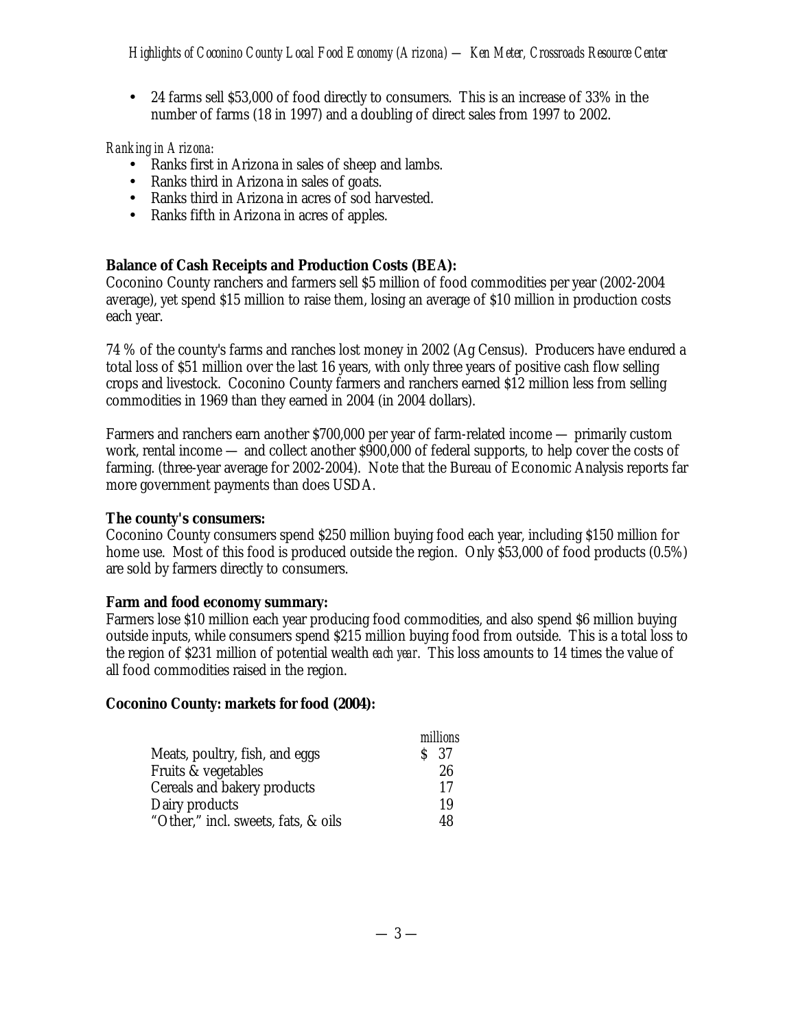- 24 farms sell $53,000 of food directly to consumers. This is an increase of 33% in the number of farms (18 in 1997) and a doubling of direct sales from 1997 to 2002.

*Ranking in Arizona:*

- Ranks first in Arizona in sales of sheep and lambs.
- Ranks third in Arizona in sales of goats.
- Ranks third in Arizona in acres of sod harvested.
- Ranks fifth in Arizona in acres of apples.

**Balance of Cash Receipts and Production Costs (BEA):**

Coconino County ranchers and farmers sell $5 million of food commodities per year (2002-2004 average), yet spend $15 million to raise them, losing an average of $10 million in production costs each year.

74 % of the county's farms and ranches lost money in 2002 (Ag Census). Producers have endured a total loss of $51 million over the last 16 years, with only three years of positive cash flow selling crops and livestock. Coconino County farmers and ranchers earned $12 million less from selling commodities in 1969 than they earned in 2004 (in 2004 dollars).

Farmers and ranchers earn another $700,000 per year of farm-related income — primarily custom work, rental income — and collect another $900,000 of federal supports, to help cover the costs of farming. (three-year average for 2002-2004). Note that the Bureau of Economic Analysis reports far more government payments than does USDA.

**The county's consumers:**

Coconino County consumers spend $250 million buying food each year, including $150 million for home use. Most of this food is produced outside the region. Only $53,000 of food products (0.5%) are sold by farmers directly to consumers.

**Farm and food economy summary:**

Farmers lose $10 million each year producing food commodities, and also spend $6 million buying outside inputs, while consumers spend $215 million buying food from outside. This is a total loss to the region of $231 million of potential wealth *each year*. This loss amounts to 14 times the value of all food commodities raised in the region.

**Coconino County: markets for food (2004):**

| | *millions* |
|---|---|
| Meats, poultry, fish, and eggs | $ 37 |
| Fruits & vegetables | 26 |
| Cereals and bakery products | 17 |
| Dairy products | 19 |
| "Other," incl. sweets, fats, & oils | 48 |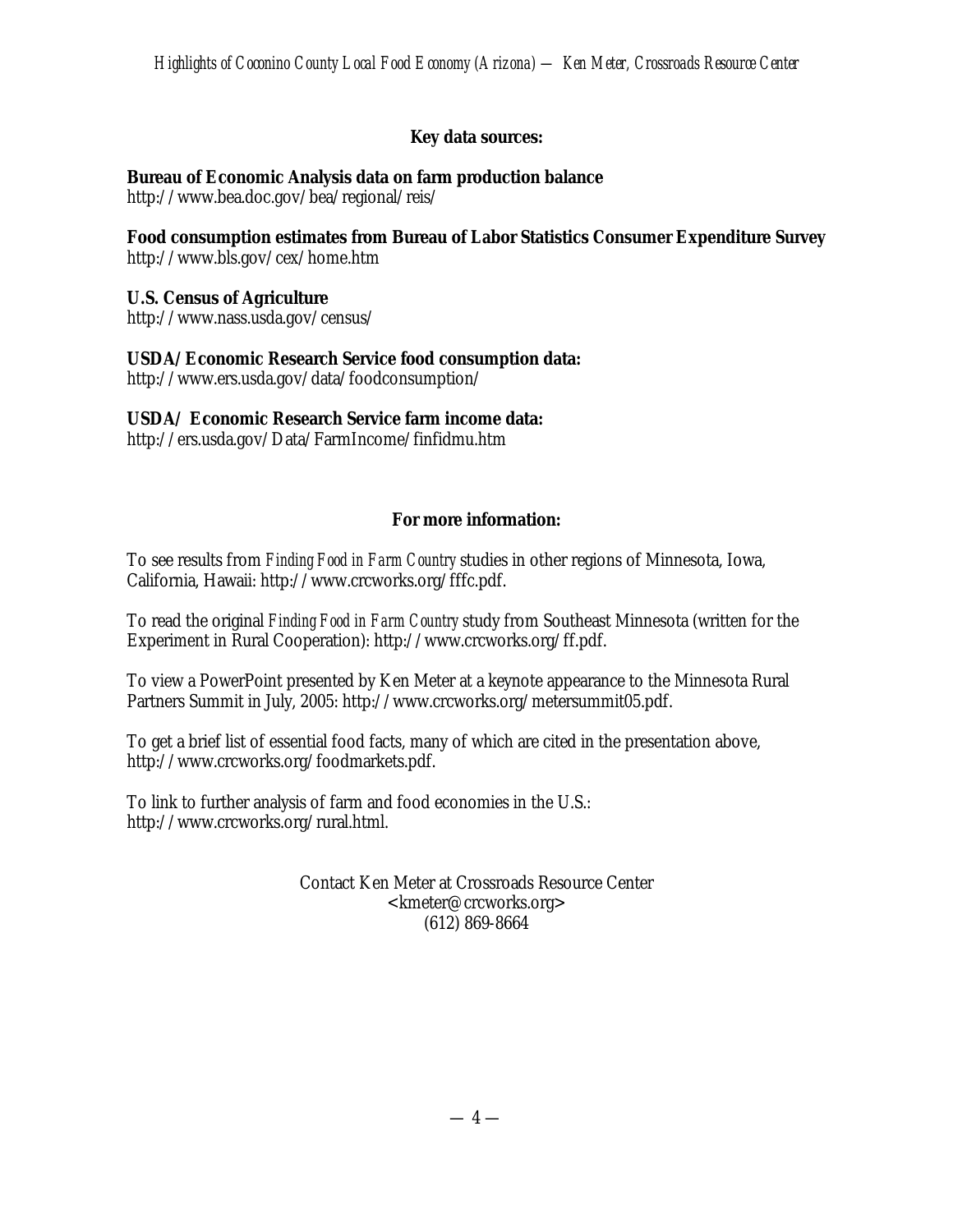**Key data sources:**

**Bureau of Economic Analysis data on farm production balance**
http://www.bea.doc.gov/bea/regional/reis/

**Food consumption estimates from Bureau of Labor Statistics Consumer Expenditure Survey**
http://www.bls.gov/cex/home.htm

**U.S. Census of Agriculture**
http://www.nass.usda.gov/census/

**USDA/Economic Research Service food consumption data:**
http://www.ers.usda.gov/data/foodconsumption/

**USDA/ Economic Research Service farm income data:**
http://ers.usda.gov/Data/FarmIncome/finfidmu.htm

**For more information:**

To see results from *Finding Food in Farm Country* studies in other regions of Minnesota, Iowa, California, Hawaii: http://www.crcworks.org/fffc.pdf.

To read the original *Finding Food in Farm Country* study from Southeast Minnesota (written for the Experiment in Rural Cooperation): http://www.crcworks.org/ff.pdf.

To view a PowerPoint presented by Ken Meter at a keynote appearance to the Minnesota Rural Partners Summit in July, 2005: http://www.crcworks.org/metersummit05.pdf.

To get a brief list of essential food facts, many of which are cited in the presentation above, http://www.crcworks.org/foodmarkets.pdf.

To link to further analysis of farm and food economies in the U.S.: http://www.crcworks.org/rural.html.

Contact Ken Meter at Crossroads Resource Center
<kmeter@crcworks.org>
(612) 869-8664